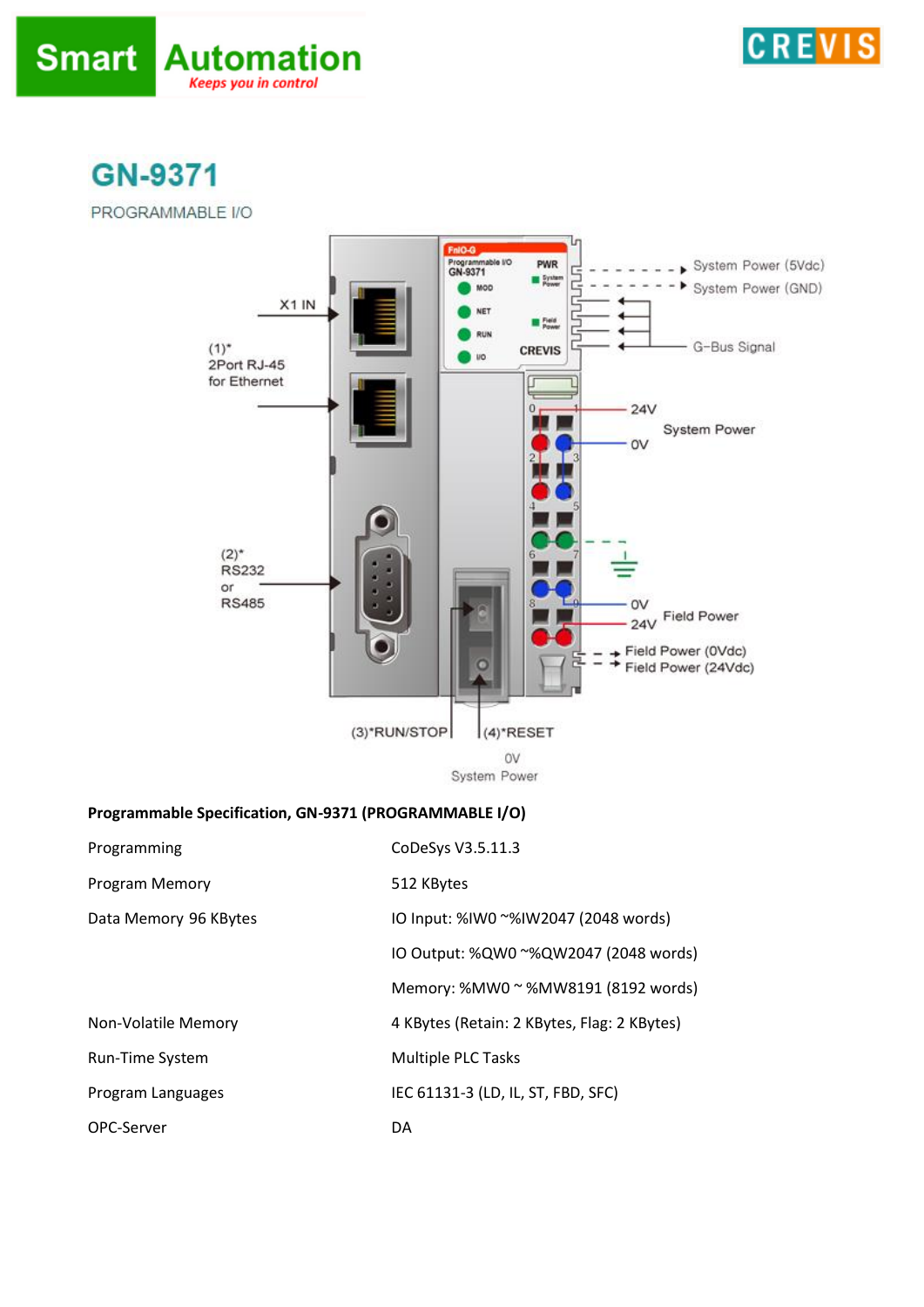Smart Automation
*Keeps you in control*

CREVIS

# GN-9371

PROGRAMMABLE I/O

X1 IN

(1)*
2Port RJ-45
for Ethernet

(2)*
RS232
or
RS485

System Power (5Vdc)
System Power (GND)
G-Bus Signal

24V
0V
System Power

0V
24V
Field Power

Field Power (0Vdc)
Field Power (24Vdc)

(3)*RUN/STOP
(4)*RESET

0V
System Power

**Programmable Specification, GN-9371 (PROGRAMMABLE I/O)**

| | |
|---|---|
| Programming | CoDeSys V3.5.11.3 |
| Program Memory | 512 KBytes |
| Data Memory 96 KBytes | IO Input: %IW0 ~%IW2047 (2048 words) |
| | IO Output: %QW0 ~%QW2047 (2048 words) |
| | Memory: %MW0 ~ %MW8191 (8192 words) |
| Non-Volatile Memory | 4 KBytes (Retain: 2 KBytes, Flag: 2 KBytes) |
| Run-Time System | Multiple PLC Tasks |
| Program Languages | IEC 61131-3 (LD, IL, ST, FBD, SFC) |
| OPC-Server | DA |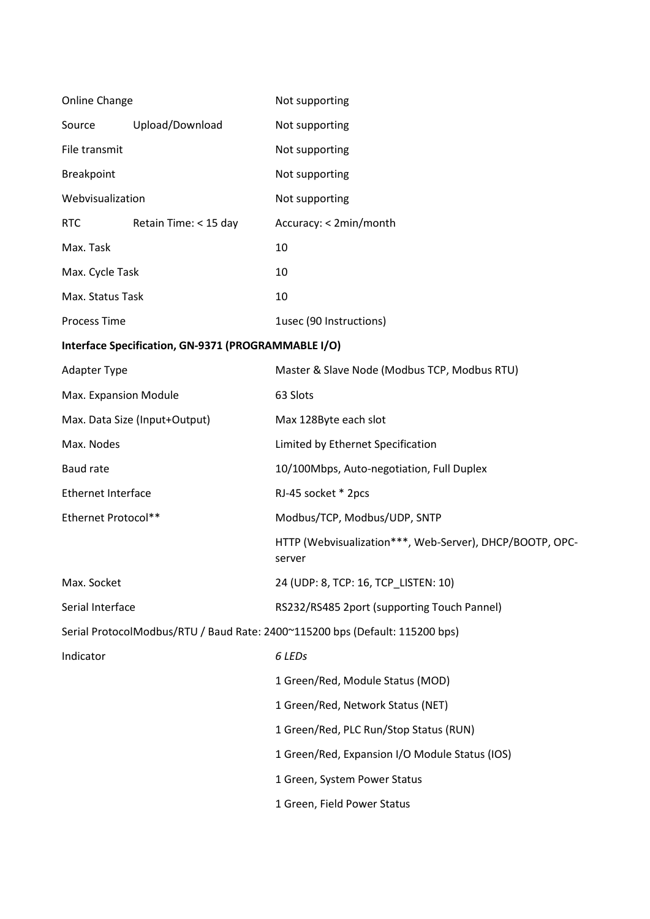| | | |
|---|---|---|
| Online Change | | Not supporting |
| Source | Upload/Download | Not supporting |
| File transmit | | Not supporting |
| Breakpoint | | Not supporting |
| Webvisualization | | Not supporting |
| RTC | Retain Time: < 15 day | Accuracy: < 2min/month |
| Max. Task | | 10 |
| Max. Cycle Task | | 10 |
| Max. Status Task | | 10 |
| Process Time | | 1usec (90 Instructions) |

**Interface Specification, GN-9371 (PROGRAMMABLE I/O)**

| | |
|---|---|
| Adapter Type | Master & Slave Node (Modbus TCP, Modbus RTU) |
| Max. Expansion Module | 63 Slots |
| Max. Data Size (Input+Output) | Max 128Byte each slot |
| Max. Nodes | Limited by Ethernet Specification |
| Baud rate | 10/100Mbps, Auto-negotiation, Full Duplex |
| Ethernet Interface | RJ-45 socket * 2pcs |
| Ethernet Protocol** | Modbus/TCP, Modbus/UDP, SNTP |
| | HTTP (Webvisualization***, Web-Server), DHCP/BOOTP, OPC-server |
| Max. Socket | 24 (UDP: 8, TCP: 16, TCP_LISTEN: 10) |
| Serial Interface | RS232/RS485 2port (supporting Touch Pannel) |

Serial ProtocolModbus/RTU / Baud Rate: 2400~115200 bps (Default: 115200 bps)

| | |
|---|---|
| Indicator | *6 LEDs* |
| | 1 Green/Red, Module Status (MOD) |
| | 1 Green/Red, Network Status (NET) |
| | 1 Green/Red, PLC Run/Stop Status (RUN) |
| | 1 Green/Red, Expansion I/O Module Status (IOS) |
| | 1 Green, System Power Status |
| | 1 Green, Field Power Status |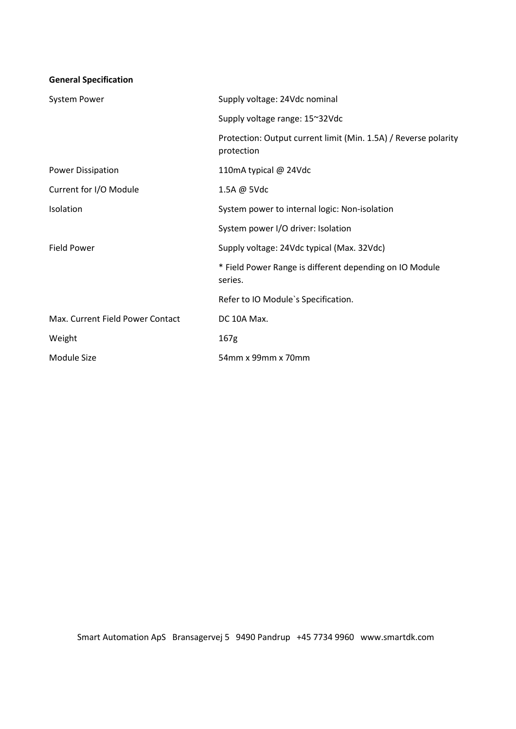**General Specification**

| | |
|---|---|
| System Power | Supply voltage: 24Vdc nominal |
| | Supply voltage range: 15~32Vdc |
| | Protection: Output current limit (Min. 1.5A) / Reverse polarity protection |
| Power Dissipation | 110mA typical @ 24Vdc |
| Current for I/O Module | 1.5A @ 5Vdc |
| Isolation | System power to internal logic: Non-isolation |
| | System power I/O driver: Isolation |
| Field Power | Supply voltage: 24Vdc typical (Max. 32Vdc) |
| | * Field Power Range is different depending on IO Module series. |
| | Refer to IO Module`s Specification. |
| Max. Current Field Power Contact | DC 10A Max. |
| Weight | 167g |
| Module Size | 54mm x 99mm x 70mm |

Smart Automation ApS Bransagervej 5 9490 Pandrup +45 7734 9960 www.smartdk.com